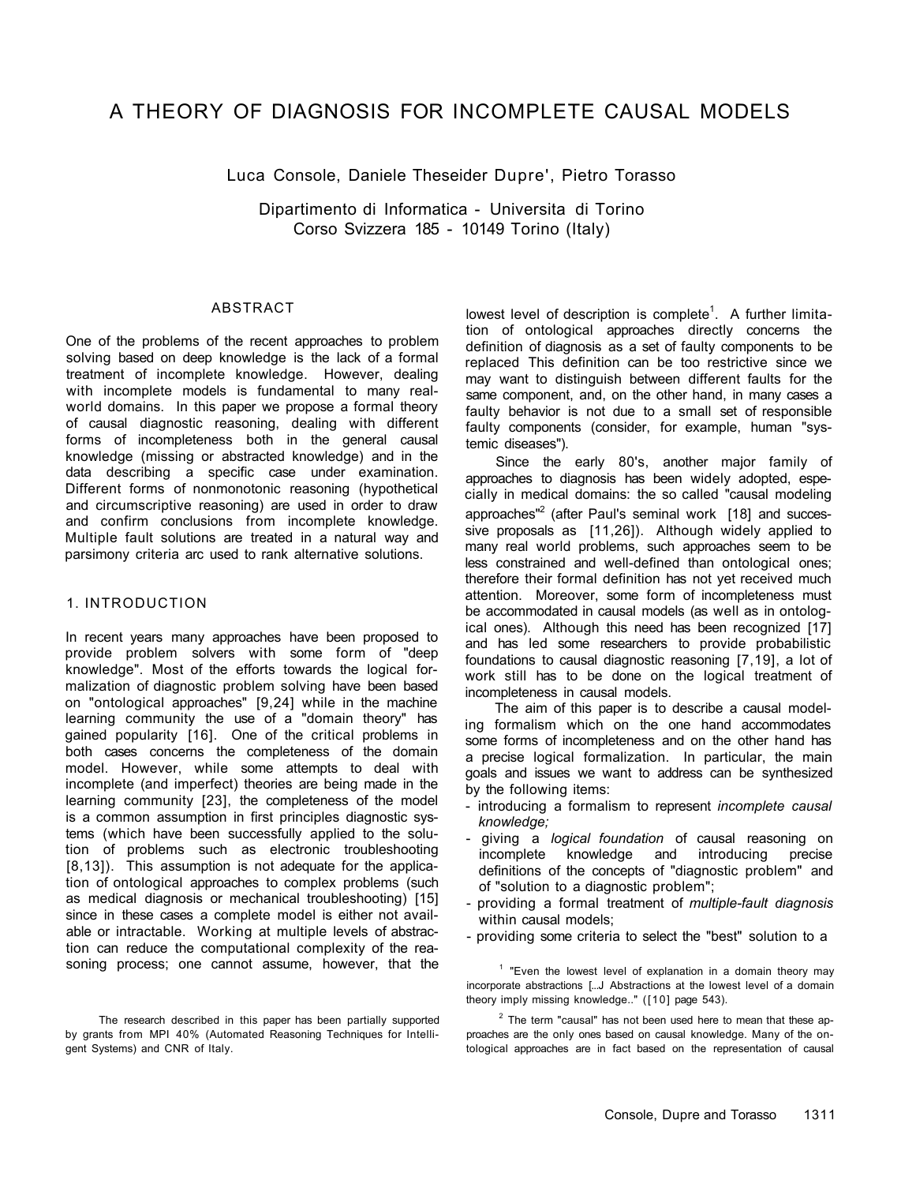# A THEORY OF DIAGNOSIS FOR INCOMPLETE CAUSAL MODELS

Luca Console, Daniele Theseider Dupre', Pietro Torasso

Dipartimento di Informatica - Universita di Torino
Corso Svizzera 185 - 10149 Torino (Italy)

## ABSTRACT

One of the problems of the recent approaches to problem solving based on deep knowledge is the lack of a formal treatment of incomplete knowledge. However, dealing with incomplete models is fundamental to many real-world domains. In this paper we propose a formal theory of causal diagnostic reasoning, dealing with different forms of incompleteness both in the general causal knowledge (missing or abstracted knowledge) and in the data describing a specific case under examination. Different forms of nonmonotonic reasoning (hypothetical and circumscriptive reasoning) are used in order to draw and confirm conclusions from incomplete knowledge. Multiple fault solutions are treated in a natural way and parsimony criteria arc used to rank alternative solutions.

## 1. INTRODUCTION

In recent years many approaches have been proposed to provide problem solvers with some form of "deep knowledge". Most of the efforts towards the logical formalization of diagnostic problem solving have been based on "ontological approaches" [9,24] while in the machine learning community the use of a "domain theory" has gained popularity [16]. One of the critical problems in both cases concerns the completeness of the domain model. However, while some attempts to deal with incomplete (and imperfect) theories are being made in the learning community [23], the completeness of the model is a common assumption in first principles diagnostic systems (which have been successfully applied to the solution of problems such as electronic troubleshooting [8,13]). This assumption is not adequate for the application of ontological approaches to complex problems (such as medical diagnosis or mechanical troubleshooting) [15] since in these cases a complete model is either not available or intractable. Working at multiple levels of abstraction can reduce the computational complexity of the reasoning process; one cannot assume, however, that the lowest level of description is complete[1]. A further limitation of ontological approaches directly concerns the definition of diagnosis as a set of faulty components to be replaced This definition can be too restrictive since we may want to distinguish between different faults for the same component, and, on the other hand, in many cases a faulty behavior is not due to a small set of responsible faulty components (consider, for example, human "systemic diseases").

Since the early 80's, another major family of approaches to diagnosis has been widely adopted, especially in medical domains: the so called "causal modeling approaches"[2] (after Paul's seminal work [18] and successive proposals as [11,26]). Although widely applied to many real world problems, such approaches seem to be less constrained and well-defined than ontological ones; therefore their formal definition has not yet received much attention. Moreover, some form of incompleteness must be accommodated in causal models (as well as in ontological ones). Although this need has been recognized [17] and has led some researchers to provide probabilistic foundations to causal diagnostic reasoning [7,19], a lot of work still has to be done on the logical treatment of incompleteness in causal models.

The aim of this paper is to describe a causal modeling formalism which on the one hand accommodates some forms of incompleteness and on the other hand has a precise logical formalization. In particular, the main goals and issues we want to address can be synthesized by the following items:

- introducing a formalism to represent *incomplete causal knowledge;*
- giving a *logical foundation* of causal reasoning on incomplete knowledge and introducing precise definitions of the concepts of "diagnostic problem" and of "solution to a diagnostic problem";
- providing a formal treatment of *multiple-fault diagnosis* within causal models;
- providing some criteria to select the "best" solution to a

[1] "Even the lowest level of explanation in a domain theory may incorporate abstractions [...] Abstractions at the lowest level of a domain theory imply missing knowledge.." ([10] page 543).

[2] The term "causal" has not been used here to mean that these approaches are the only ones based on causal knowledge. Many of the ontological approaches are in fact based on the representation of causal

The research described in this paper has been partially supported by grants from MPI 40% (Automated Reasoning Techniques for Intelligent Systems) and CNR of Italy.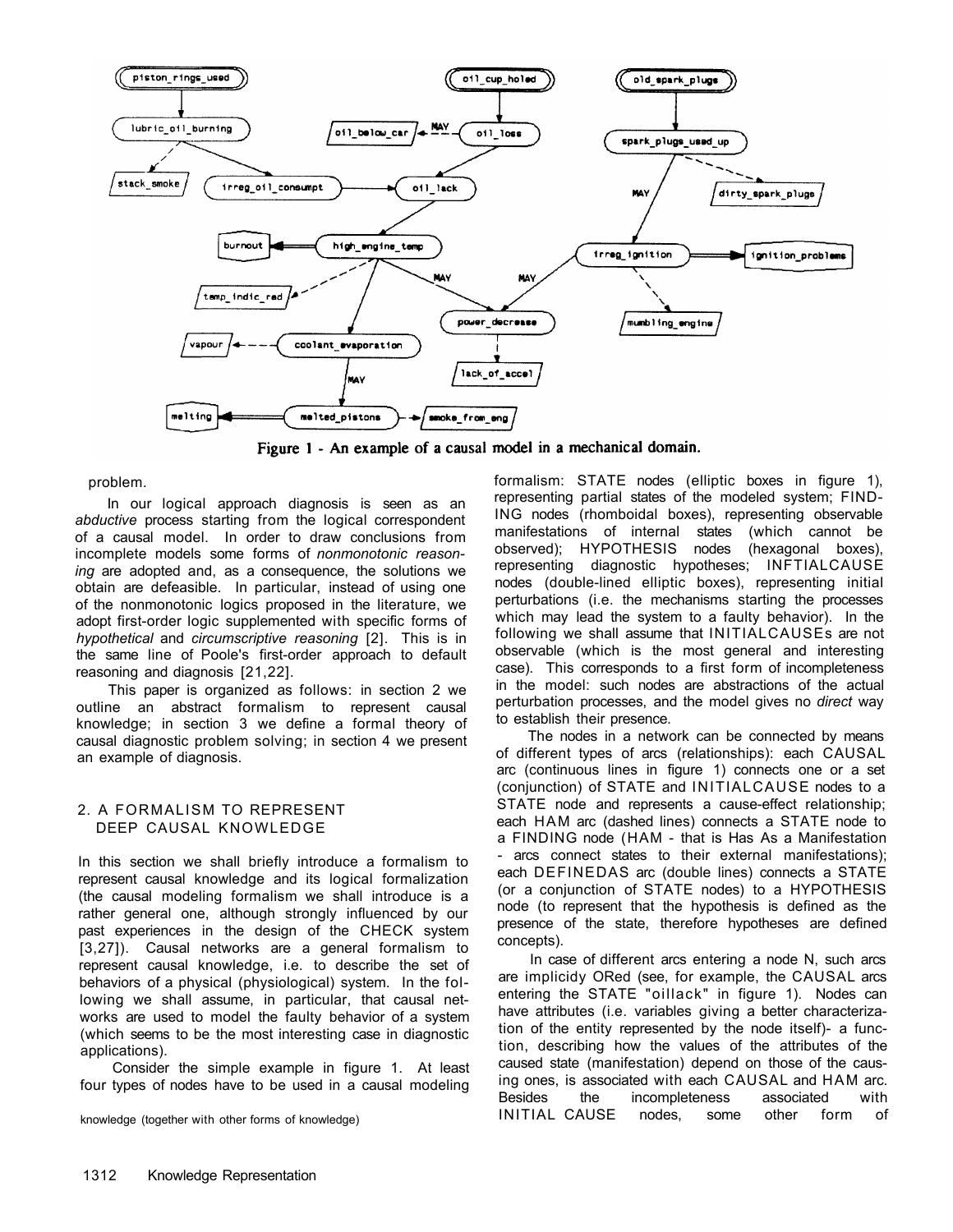Figure 1 - An example of a causal model in a mechanical domain.

problem.

In our logical approach diagnosis is seen as an *abductive* process starting from the logical correspondent of a causal model. In order to draw conclusions from incomplete models some forms of *nonmonotonic reasoning* are adopted and, as a consequence, the solutions we obtain are defeasible. In particular, instead of using one of the nonmonotonic logics proposed in the literature, we adopt first-order logic supplemented with specific forms of *hypothetical* and *circumscriptive reasoning* [2]. This is in the same line of Poole's first-order approach to default reasoning and diagnosis [21,22].

This paper is organized as follows: in section 2 we outline an abstract formalism to represent causal knowledge; in section 3 we define a formal theory of causal diagnostic problem solving; in section 4 we present an example of diagnosis.

## 2. A FORMALISM TO REPRESENT DEEP CAUSAL KNOWLEDGE

In this section we shall briefly introduce a formalism to represent causal knowledge and its logical formalization (the causal modeling formalism we shall introduce is a rather general one, although strongly influenced by our past experiences in the design of the CHECK system [3,27]). Causal networks are a general formalism to represent causal knowledge, i.e. to describe the set of behaviors of a physical (physiological) system. In the following we shall assume, in particular, that causal networks are used to model the faulty behavior of a system (which seems to be the most interesting case in diagnostic applications).

Consider the simple example in figure 1. At least four types of nodes have to be used in a causal modeling

knowledge (together with other forms of knowledge)

formalism: STATE nodes (elliptic boxes in figure 1), representing partial states of the modeled system; FINDING nodes (rhomboidal boxes), representing observable manifestations of internal states (which cannot be observed); HYPOTHESIS nodes (hexagonal boxes), representing diagnostic hypotheses; INFTIALCAUSE nodes (double-lined elliptic boxes), representing initial perturbations (i.e. the mechanisms starting the processes which may lead the system to a faulty behavior). In the following we shall assume that INITIALCAUSEs are not observable (which is the most general and interesting case). This corresponds to a first form of incompleteness in the model: such nodes are abstractions of the actual perturbation processes, and the model gives no *direct* way to establish their presence.

The nodes in a network can be connected by means of different types of arcs (relationships): each CAUSAL arc (continuous lines in figure 1) connects one or a set (conjunction) of STATE and INITIALCAUSE nodes to a STATE node and represents a cause-effect relationship; each HAM arc (dashed lines) connects a STATE node to a FINDING node (HAM - that is Has As a Manifestation - arcs connect states to their external manifestations); each DEFINEDAS arc (double lines) connects a STATE (or a conjunction of STATE nodes) to a HYPOTHESIS node (to represent that the hypothesis is defined as the presence of the state, therefore hypotheses are defined concepts).

In case of different arcs entering a node N, such arcs are implicidy ORed (see, for example, the CAUSAL arcs entering the STATE "oillack" in figure 1). Nodes can have attributes (i.e. variables giving a better characterization of the entity represented by the node itself)- a function, describing how the values of the attributes of the caused state (manifestation) depend on those of the causing ones, is associated with each CAUSAL and HAM arc. Besides the incompleteness associated with INITIAL CAUSE nodes, some other form of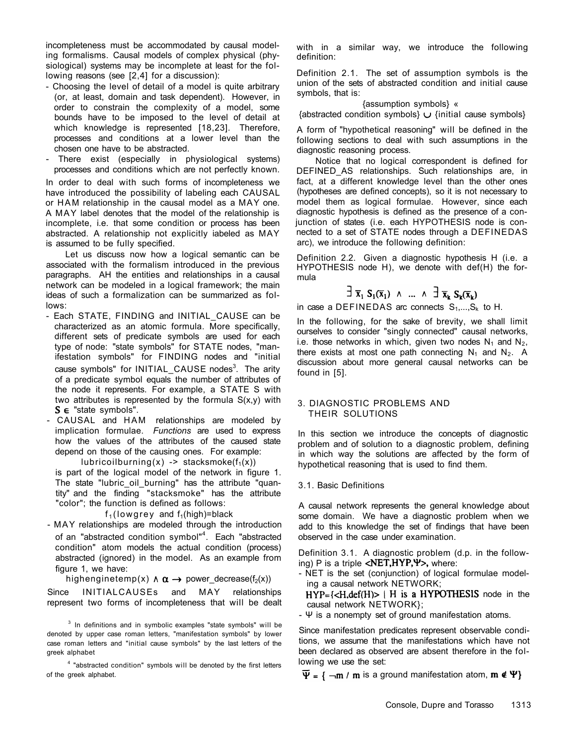incompleteness must be accommodated by causal modeling formalisms. Causal models of complex physical (physiological) systems may be incomplete at least for the following reasons (see [2,4] for a discussion):

- Choosing the level of detail of a model is quite arbitrary (or, at least, domain and task dependent). However, in order to constrain the complexity of a model, some bounds have to be imposed to the level of detail at which knowledge is represented [18,23]. Therefore, processes and conditions at a lower level than the chosen one have to be abstracted.
- There exist (especially in physiological systems) processes and conditions which are not perfectly known.

In order to deal with such forms of incompleteness we have introduced the possibility of labeling each CAUSAL or HAM relationship in the causal model as a MAY one. A MAY label denotes that the model of the relationship is incomplete, i.e. that some condition or process has been abstracted. A relationship not explicitly iabeled as MAY is assumed to be fully specified.

Let us discuss now how a logical semantic can be associated with the formalism introduced in the previous paragraphs. AH the entities and relationships in a causal network can be modeled in a logical framework; the main ideas of such a formalization can be summarized as follows:

- Each STATE, FINDING and INITIAL_CAUSE can be characterized as an atomic formula. More specifically, different sets of predicate symbols are used for each type of node: "state symbols" for STATE nodes, "manifestation symbols" for FINDING nodes and "initial cause symbols" for INITIAL_CAUSE nodes[3]. The arity of a predicate symbol equals the number of attributes of the node it represents. For example, a STATE S with two attributes is represented by the formula S(x,y) with $S \in$ "state symbols".
- CAUSAL and HAM relationships are modeled by implication formulae. *Functions* are used to express how the values of the attributes of the caused state depend on those of the causing ones. For example:

  lubricoilburning(x) -> stacksmoke($f_1$(x))

  is part of the logical model of the network in figure 1. The state "lubric_oil_burning" has the attribute "quantity" and the finding "stacksmoke" has the attribute "color"; the function is defined as follows:

  $f_1$(lowgrey and $f_1$(high)=black
- MAY relationships are modeled through the introduction of an "abstracted condition symbol"[4]. Each "abstracted condition" atom models the actual condition (process) abstracted (ignored) in the model. As an example from figure 1, we have:

  highenginetemp(x) $\wedge\ \alpha \rightarrow$ power_decrease($f_2$(x))

Since INITIALCAUSEs and MAY relationships represent two forms of incompleteness that will be dealt with in a similar way, we introduce the following definition:

Definition 2.1. The set of assumption symbols is the union of the sets of abstracted condition and initial cause symbols, that is:

{assumption symbols} «
{abstracted condition symbols} $\cup$ {initial cause symbols}

A form of "hypothetical reasoning" will be defined in the following sections to deal with such assumptions in the diagnostic reasoning process.

Notice that no logical correspondent is defined for DEFINED_AS relationships. Such relationships are, in fact, at a different knowledge level than the other ones (hypotheses are defined concepts), so it is not necessary to model them as logical formulae. However, since each diagnostic hypothesis is defined as the presence of a conjunction of states (i.e. each HYPOTHESIS node is connected to a set of STATE nodes through a DEFINEDAS arc), we introduce the following definition:

Definition 2.2. Given a diagnostic hypothesis H (i.e. a HYPOTHESIS node H), we denote with def(H) the formula

$$\exists\, \overline{x}_1\ S_1(\overline{x}_1)\ \wedge\ \dots\ \wedge\ \exists\, \overline{x}_k\ S_k(\overline{x}_k)$$

in case a DEFINEDAS arc connects $S_1,\dots,S_k$ to H.

In the following, for the sake of brevity, we shall limit ourselves to consider "singly connected" causal networks, i.e. those networks in which, given two nodes $N_1$ and $N_2$, there exists at most one path connecting $N_1$ and $N_2$. A discussion about more general causal networks can be found in [5].

## 3. DIAGNOSTIC PROBLEMS AND THEIR SOLUTIONS

In this section we introduce the concepts of diagnostic problem and of solution to a diagnostic problem, defining in which way the solutions are affected by the form of hypothetical reasoning that is used to find them.

### 3.1. Basic Definitions

A causal network represents the general knowledge about some domain. We have a diagnostic problem when we add to this knowledge the set of findings that have been observed in the case under examination.

Definition 3.1. A diagnostic problem (d.p. in the following) P is a triple $\langle NET, HYP, \Psi \rangle$, where:

- NET is the set (conjunction) of logical formulae modeling a causal network NETWORK;
- $HYP=\{\langle H, def(H)\rangle \mid H$ is a HYPOTHESIS node in the causal network NETWORK};
- $\Psi$ is a nonempty set of ground manifestation atoms.

Since manifestation predicates represent observable conditions, we assume that the manifestations which have not been declared as observed are absent therefore in the following we use the set:

$\overline{\Psi} = \{ \neg m$ / m is a ground manifestation atom, $m \notin \Psi\}$

[3] In definitions and in symbolic examples "state symbols" will be denoted by upper case roman letters, "manifestation symbols" by lower case roman letters and "initial cause symbols" by the last letters of the greek alphabet

[4] "abstracted condition" symbols will be denoted by the first letters of the greek alphabet.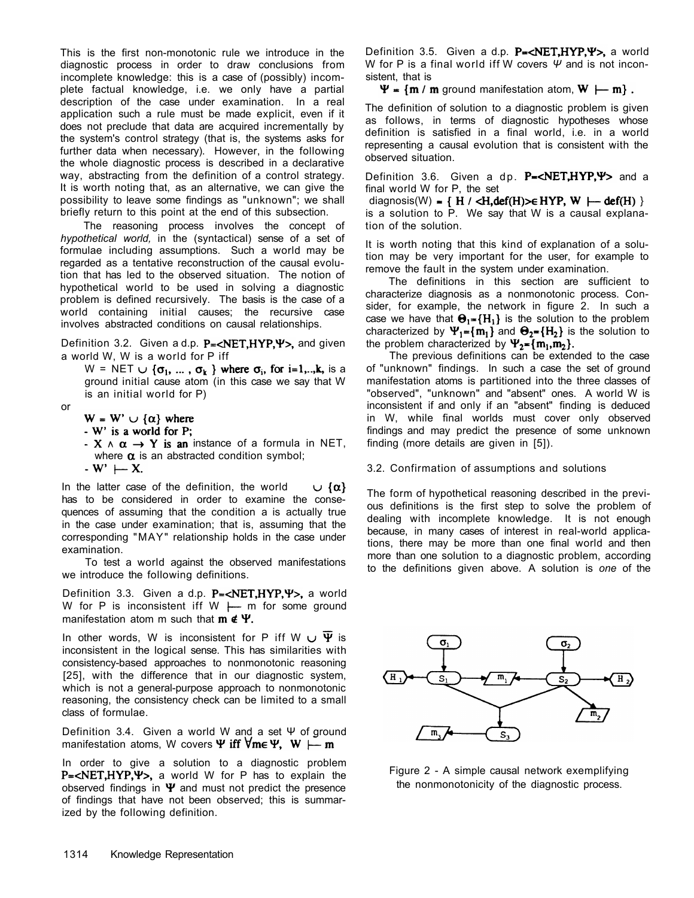This is the first non-monotonic rule we introduce in the diagnostic process in order to draw conclusions from incomplete knowledge: this is a case of (possibly) incomplete factual knowledge, i.e. we only have a partial description of the case under examination. In a real application such a rule must be made explicit, even if it does not preclude that data are acquired incrementally by the system's control strategy (that is, the systems asks for further data when necessary). However, in the following the whole diagnostic process is described in a declarative way, abstracting from the definition of a control strategy. It is worth noting that, as an alternative, we can give the possibility to leave some findings as "unknown"; we shall briefly return to this point at the end of this subsection.

The reasoning process involves the concept of *hypothetical world,* in the (syntactical) sense of a set of formulae including assumptions. Such a world may be regarded as a tentative reconstruction of the causal evolution that has led to the observed situation. The notion of hypothetical world to be used in solving a diagnostic problem is defined recursively. The basis is the case of a world containing initial causes; the recursive case involves abstracted conditions on causal relationships.

Definition 3.2. Given a d.p. $P=<NET,HYP,\Psi>$, and given a world W, W is a world for P iff

$W = NET \cup \{\sigma_1, ..., \sigma_k\}$ where $\sigma_i$, for $i=1,..,k$, is a ground initial cause atom (in this case we say that W is an initial world for P)

or

$W = W' \cup \{\alpha\}$ where
- W' is a world for P;
- $X \wedge \alpha \rightarrow Y$ is an instance of a formula in NET, where $\alpha$ is an abstracted condition symbol;
- $W' \vdash X$.

In the latter case of the definition, the world $\cup \{\alpha\}$ has to be considered in order to examine the consequences of assuming that the condition a is actually true in the case under examination; that is, assuming that the corresponding "MAY" relationship holds in the case under examination.

To test a world against the observed manifestations we introduce the following definitions.

Definition 3.3. Given a d.p. $P=<NET,HYP,\Psi>$, a world W for P is inconsistent iff $W \vdash m$ for some ground manifestation atom m such that $m \notin \Psi$.

In other words, W is inconsistent for P iff $W \cup \overline{\Psi}$ is inconsistent in the logical sense. This has similarities with consistency-based approaches to nonmonotonic reasoning [25], with the difference that in our diagnostic system, which is not a general-purpose approach to nonmonotonic reasoning, the consistency check can be limited to a small class of formulae.

Definition 3.4. Given a world W and a set $\Psi$ of ground manifestation atoms, W covers $\Psi$ iff $\forall m \in \Psi,\ W \vdash m$

In order to give a solution to a diagnostic problem $P=<NET,HYP,\Psi>$, a world W for P has to explain the observed findings in $\Psi$ and must not predict the presence of findings that have not been observed; this is summarized by the following definition.

Definition 3.5. Given a d.p. $P=<NET,HYP,\Psi>$, a world W for P is a final world iff W covers $\Psi$ and is not inconsistent, that is

$\Psi = \{m \mid m$ ground manifestation atom, $W \vdash m\}$ .

The definition of solution to a diagnostic problem is given as follows, in terms of diagnostic hypotheses whose definition is satisfied in a final world, i.e. in a world representing a causal evolution that is consistent with the observed situation.

Definition 3.6. Given a dp. $P=<NET,HYP,\Psi>$ and a final world W for P, the set

diagnosis(W) $= \{ H \mid <H,def(H)>\in HYP,\ W \vdash def(H) \}$

is a solution to P. We say that W is a causal explanation of the solution.

It is worth noting that this kind of explanation of a solution may be very important for the user, for example to remove the fault in the system under examination.

The definitions in this section are sufficient to characterize diagnosis as a nonmonotonic process. Consider, for example, the network in figure 2. In such a case we have that $\Theta_1=\{H_1\}$ is the solution to the problem characterized by $\Psi_1=\{m_1\}$ and $\Theta_2=\{H_2\}$ is the solution to the problem characterized by $\Psi_2=\{m_1,m_2\}$.

The previous definitions can be extended to the case of "unknown" findings. In such a case the set of ground manifestation atoms is partitioned into the three classes of "observed", "unknown" and "absent" ones. A world W is inconsistent if and only if an "absent" finding is deduced in W, while final worlds must cover only observed findings and may predict the presence of some unknown finding (more details are given in [5]).

### 3.2. Confirmation of assumptions and solutions

The form of hypothetical reasoning described in the previous definitions is the first step to solve the problem of dealing with incomplete knowledge. It is not enough because, in many cases of interest in real-world applications, there may be more than one final world and then more than one solution to a diagnostic problem, according to the definitions given above. A solution is *one* of the

Figure 2 - A simple causal network exemplifying the nonmonotonicity of the diagnostic process.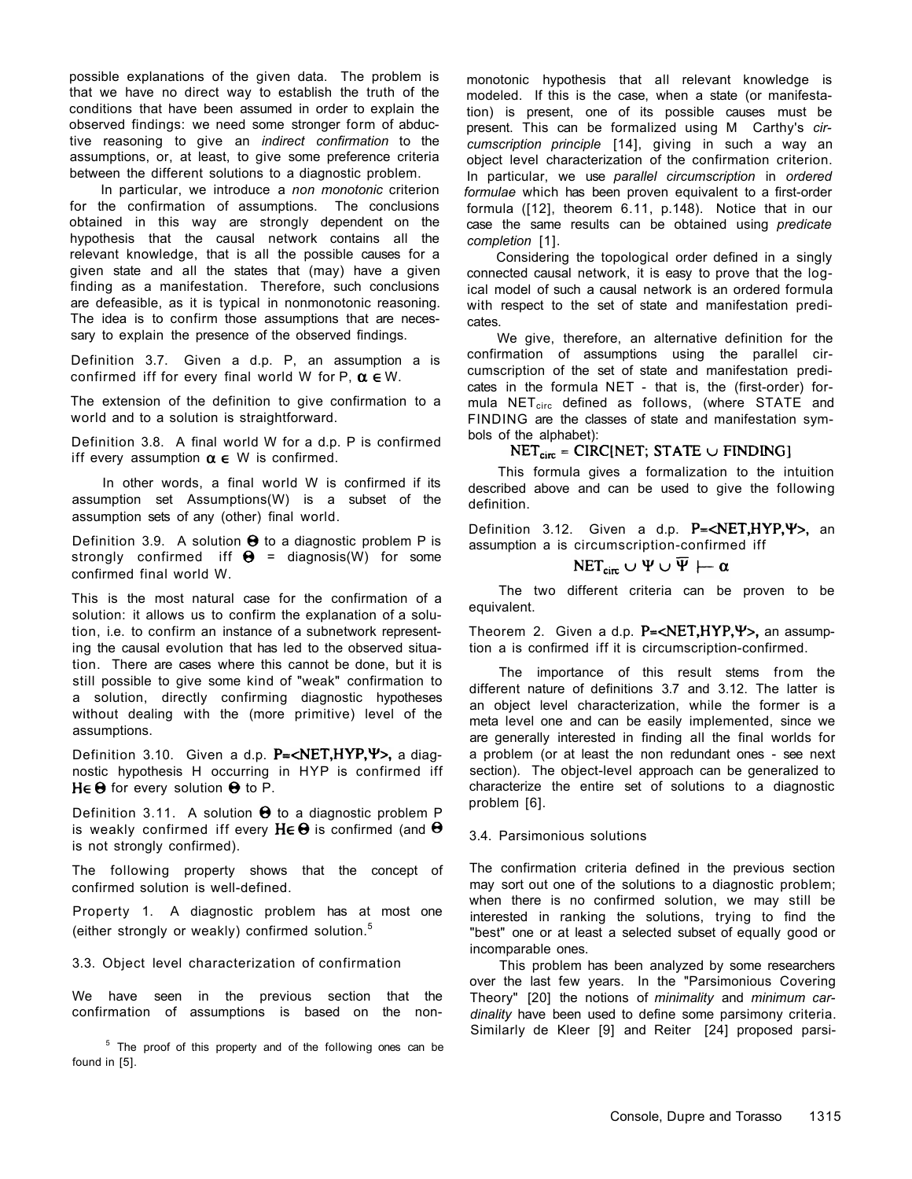possible explanations of the given data. The problem is that we have no direct way to establish the truth of the conditions that have been assumed in order to explain the observed findings: we need some stronger form of abductive reasoning to give an *indirect confirmation* to the assumptions, or, at least, to give some preference criteria between the different solutions to a diagnostic problem.

In particular, we introduce a *non monotonic* criterion for the confirmation of assumptions. The conclusions obtained in this way are strongly dependent on the hypothesis that the causal network contains all the relevant knowledge, that is all the possible causes for a given state and all the states that (may) have a given finding as a manifestation. Therefore, such conclusions are defeasible, as it is typical in nonmonotonic reasoning. The idea is to confirm those assumptions that are necessary to explain the presence of the observed findings.

Definition 3.7. Given a d.p. P, an assumption a is confirmed iff for every final world W for P, $\alpha \in W$.

The extension of the definition to give confirmation to a world and to a solution is straightforward.

Definition 3.8. A final world W for a d.p. P is confirmed iff every assumption $\alpha \in W$ is confirmed.

In other words, a final world W is confirmed if its assumption set Assumptions(W) is a subset of the assumption sets of any (other) final world.

Definition 3.9. A solution $\Theta$ to a diagnostic problem P is strongly confirmed iff $\Theta$ = diagnosis(W) for some confirmed final world W.

This is the most natural case for the confirmation of a solution: it allows us to confirm the explanation of a solution, i.e. to confirm an instance of a subnetwork representing the causal evolution that has led to the observed situation. There are cases where this cannot be done, but it is still possible to give some kind of "weak" confirmation to a solution, directly confirming diagnostic hypotheses without dealing with the (more primitive) level of the assumptions.

Definition 3.10. Given a d.p. $P=\langle NET, HYP, \Psi \rangle$, a diagnostic hypothesis H occurring in HYP is confirmed iff $H \in \Theta$ for every solution $\Theta$ to P.

Definition 3.11. A solution $\Theta$ to a diagnostic problem P is weakly confirmed iff every $H \in \Theta$ is confirmed (and $\Theta$ is not strongly confirmed).

The following property shows that the concept of confirmed solution is well-defined.

Property 1. A diagnostic problem has at most one (either strongly or weakly) confirmed solution.[5]

### 3.3. Object level characterization of confirmation

We have seen in the previous section that the confirmation of assumptions is based on the non-monotonic hypothesis that all relevant knowledge is modeled. If this is the case, when a state (or manifestation) is present, one of its possible causes must be present. This can be formalized using M Carthy's *circumscription principle* [14], giving in such a way an object level characterization of the confirmation criterion. In particular, we use *parallel circumscription* in *ordered formulae* which has been proven equivalent to a first-order formula ([12], theorem 6.11, p.148). Notice that in our case the same results can be obtained using *predicate completion* [1].

Considering the topological order defined in a singly connected causal network, it is easy to prove that the logical model of such a causal network is an ordered formula with respect to the set of state and manifestation predicates.

We give, therefore, an alternative definition for the confirmation of assumptions using the parallel circumscription of the set of state and manifestation predicates in the formula NET - that is, the (first-order) formula $NET_{circ}$ defined as follows, (where STATE and FINDING are the classes of state and manifestation symbols of the alphabet):

$$NET_{circ} = CIRC[NET; STATE \cup FINDING]$$

This formula gives a formalization to the intuition described above and can be used to give the following definition.

Definition 3.12. Given a d.p. $P=\langle NET, HYP, \Psi \rangle$, an assumption a is circumscription-confirmed iff

$$NET_{circ} \cup \Psi \cup \overline{\Psi} \vdash \alpha$$

The two different criteria can be proven to be equivalent.

Theorem 2. Given a d.p. $P=\langle NET, HYP, \Psi \rangle$, an assumption a is confirmed iff it is circumscription-confirmed.

The importance of this result stems from the different nature of definitions 3.7 and 3.12. The latter is an object level characterization, while the former is a meta level one and can be easily implemented, since we are generally interested in finding all the final worlds for a problem (or at least the non redundant ones - see next section). The object-level approach can be generalized to characterize the entire set of solutions to a diagnostic problem [6].

### 3.4. Parsimonious solutions

The confirmation criteria defined in the previous section may sort out one of the solutions to a diagnostic problem; when there is no confirmed solution, we may still be interested in ranking the solutions, trying to find the "best" one or at least a selected subset of equally good or incomparable ones.

This problem has been analyzed by some researchers over the last few years. In the "Parsimonious Covering Theory" [20] the notions of *minimality* and *minimum cardinality* have been used to define some parsimony criteria. Similarly de Kleer [9] and Reiter [24] proposed parsi-

[5] The proof of this property and of the following ones can be found in [5].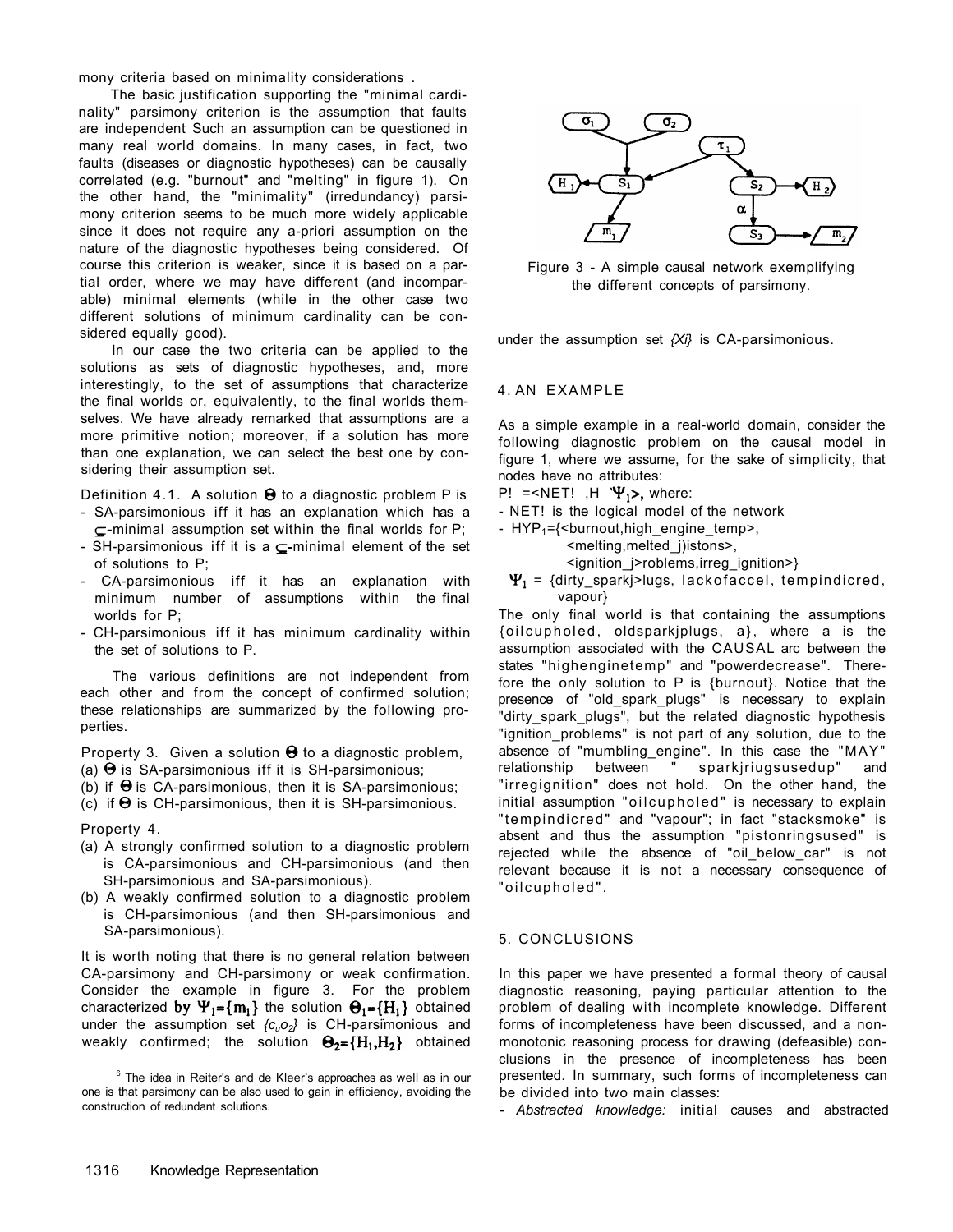mony criteria based on minimality considerations .

The basic justification supporting the "minimal cardinality" parsimony criterion is the assumption that faults are independent Such an assumption can be questioned in many real world domains. In many cases, in fact, two faults (diseases or diagnostic hypotheses) can be causally correlated (e.g. "burnout" and "melting" in figure 1). On the other hand, the "minimality" (irredundancy) parsimony criterion seems to be much more widely applicable since it does not require any a-priori assumption on the nature of the diagnostic hypotheses being considered. Of course this criterion is weaker, since it is based on a partial order, where we may have different (and incomparable) minimal elements (while in the other case two different solutions of minimum cardinality can be considered equally good).

In our case the two criteria can be applied to the solutions as sets of diagnostic hypotheses, and, more interestingly, to the set of assumptions that characterize the final worlds or, equivalently, to the final worlds themselves. We have already remarked that assumptions are a more primitive notion; moreover, if a solution has more than one explanation, we can select the best one by considering their assumption set.

Definition 4.1. A solution $\Theta$ to a diagnostic problem P is

- SA-parsimonious iff it has an explanation which has a $\subseteq$-minimal assumption set within the final worlds for P;
- SH-parsimonious iff it is a $\subseteq$-minimal element of the set of solutions to P;
- CA-parsimonious iff it has an explanation with minimum number of assumptions within the final worlds for P;
- CH-parsimonious iff it has minimum cardinality within the set of solutions to P.

The various definitions are not independent from each other and from the concept of confirmed solution; these relationships are summarized by the following properties.

Property 3. Given a solution $\Theta$ to a diagnostic problem,
(a) $\Theta$ is SA-parsimonious iff it is SH-parsimonious;
(b) if $\Theta$ is CA-parsimonious, then it is SA-parsimonious;
(c) if $\Theta$ is CH-parsimonious, then it is SH-parsimonious.

Property 4.
(a) A strongly confirmed solution to a diagnostic problem is CA-parsimonious and CH-parsimonious (and then SH-parsimonious and SA-parsimonious).
(b) A weakly confirmed solution to a diagnostic problem is CH-parsimonious (and then SH-parsimonious and SA-parsimonious).

It is worth noting that there is no general relation between CA-parsimony and CH-parsimony or weak confirmation. Consider the example in figure 3. For the problem characterized by $\Psi_1=\{m_1\}$ the solution $\Theta_1=\{H_1\}$ obtained under the assumption set $\{c_u o_2\}$ is CH-parsimonious and weakly confirmed; the solution $\Theta_2=\{H_1,H_2\}$ obtained under the assumption set $\{X_i\}$ is CA-parsimonious.

Figure 3 - A simple causal network exemplifying the different concepts of parsimony.

## 4. AN EXAMPLE

As a simple example in a real-world domain, consider the following diagnostic problem on the causal model in figure 1, where we assume, for the sake of simplicity, that nodes have no attributes:

P! =<NET! ,H $\Psi_1$>, where:

- NET! is the logical model of the network
- HYP$_1$={<burnout,high_engine_temp>,
  <melting,melted_j)istons>,
  <ignition_j>roblems,irreg_ignition>}

$\Psi_1$ = {dirty_sparkj>lugs, lackofaccel, tempindicred, vapour}

The only final world is that containing the assumptions {oilcupholed, oldsparkjplugs, a}, where a is the assumption associated with the CAUSAL arc between the states "highenginetemp" and "powerdecrease". Therefore the only solution to P is {burnout}. Notice that the presence of "old_spark_plugs" is necessary to explain "dirty_spark_plugs", but the related diagnostic hypothesis "ignition_problems" is not part of any solution, due to the absence of "mumbling_engine". In this case the "MAY" relationship between " sparkjriugsusedup" and "irregignition" does not hold. On the other hand, the initial assumption "oilcupholed" is necessary to explain "tempindicred" and "vapour"; in fact "stacksmoke" is absent and thus the assumption "pistonringsused" is rejected while the absence of "oil_below_car" is not relevant because it is not a necessary consequence of "oilcupholed".

## 5. CONCLUSIONS

In this paper we have presented a formal theory of causal diagnostic reasoning, paying particular attention to the problem of dealing with incomplete knowledge. Different forms of incompleteness have been discussed, and a nonmonotonic reasoning process for drawing (defeasible) conclusions in the presence of incompleteness has been presented. In summary, such forms of incompleteness can be divided into two main classes:

- *Abstracted knowledge:* initial causes and abstracted

[6] The idea in Reiter's and de Kleer's approaches as well as in our one is that parsimony can be also used to gain in efficiency, avoiding the construction of redundant solutions.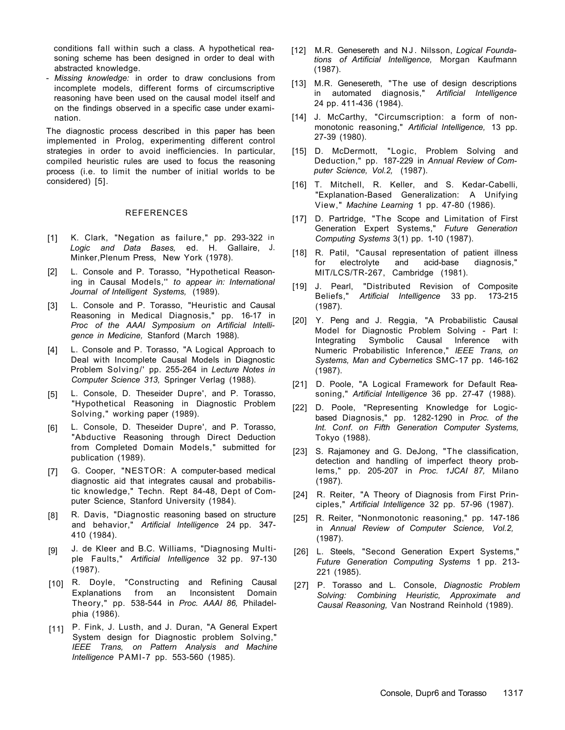conditions fall within such a class. A hypothetical reasoning scheme has been designed in order to deal with abstracted knowledge.

- *Missing knowledge:* in order to draw conclusions from incomplete models, different forms of circumscriptive reasoning have been used on the causal model itself and on the findings observed in a specific case under examination.

The diagnostic process described in this paper has been implemented in Prolog, experimenting different control strategies in order to avoid inefficiencies. In particular, compiled heuristic rules are used to focus the reasoning process (i.e. to limit the number of initial worlds to be considered) [5].

## REFERENCES

[1] K. Clark, "Negation as failure," pp. 293-322 in *Logic and Data Bases,* ed. H. Gallaire, J. Minker, Plenum Press, New York (1978).

[2] L. Console and P. Torasso, "Hypothetical Reasoning in Causal Models," *to appear in: International Journal of Intelligent Systems,* (1989).

[3] L. Console and P. Torasso, "Heuristic and Causal Reasoning in Medical Diagnosis," pp. 16-17 in *Proc of the AAAI Symposium on Artificial Intelligence in Medicine,* Stanford (March 1988).

[4] L. Console and P. Torasso, "A Logical Approach to Deal with Incomplete Causal Models in Diagnostic Problem Solving/' pp. 255-264 in *Lecture Notes in Computer Science 313,* Springer Verlag (1988).

[5] L. Console, D. Theseider Dupre', and P. Torasso, "Hypothetical Reasoning in Diagnostic Problem Solving," working paper (1989).

[6] L. Console, D. Theseider Dupre', and P. Torasso, "Abductive Reasoning through Direct Deduction from Completed Domain Models," submitted for publication (1989).

[7] G. Cooper, "NESTOR: A computer-based medical diagnostic aid that integrates causal and probabilistic knowledge," Techn. Rept 84-48, Dept of Computer Science, Stanford University (1984).

[8] R. Davis, "Diagnostic reasoning based on structure and behavior," *Artificial Intelligence* 24 pp. 347-410 (1984).

[9] J. de Kleer and B.C. Williams, "Diagnosing Multiple Faults," *Artificial Intelligence* 32 pp. 97-130 (1987).

[10] R. Doyle, "Constructing and Refining Causal Explanations from an Inconsistent Domain Theory," pp. 538-544 in *Proc. AAAI 86,* Philadelphia (1986).

[11] P. Fink, J. Lusth, and J. Duran, "A General Expert System design for Diagnostic problem Solving," *IEEE Trans, on Pattern Analysis and Machine Intelligence* PAMI-7 pp. 553-560 (1985).

[12] M.R. Genesereth and N.J. Nilsson, *Logical Foundations of Artificial Intelligence,* Morgan Kaufmann (1987).

[13] M.R. Genesereth, "The use of design descriptions in automated diagnosis," *Artificial Intelligence* 24 pp. 411-436 (1984).

[14] J. McCarthy, "Circumscription: a form of nonmonotonic reasoning," *Artificial Intelligence,* 13 pp. 27-39 (1980).

[15] D. McDermott, "Logic, Problem Solving and Deduction," pp. 187-229 in *Annual Review of Computer Science, Vol.2,* (1987).

[16] T. Mitchell, R. Keller, and S. Kedar-Cabelli, "Explanation-Based Generalization: A Unifying View," *Machine Learning* 1 pp. 47-80 (1986).

[17] D. Partridge, "The Scope and Limitation of First Generation Expert Systems," *Future Generation Computing Systems* 3(1) pp. 1-10 (1987).

[18] R. Patil, "Causal representation of patient illness for electrolyte and acid-base diagnosis," MIT/LCS/TR-267, Cambridge (1981).

[19] J. Pearl, "Distributed Revision of Composite Beliefs," *Artificial Intelligence* 33 pp. 173-215 (1987).

[20] Y. Peng and J. Reggia, "A Probabilistic Causal Model for Diagnostic Problem Solving - Part I: Integrating Symbolic Causal Inference with Numeric Probabilistic Inference," *IEEE Trans, on Systems, Man and Cybernetics* SMC-17 pp. 146-162 (1987).

[21] D. Poole, "A Logical Framework for Default Reasoning," *Artificial Intelligence* 36 pp. 27-47 (1988).

[22] D. Poole, "Representing Knowledge for Logic-based Diagnosis," pp. 1282-1290 in *Proc. of the Int. Conf. on Fifth Generation Computer Systems,* Tokyo (1988).

[23] S. Rajamoney and G. DeJong, "The classification, detection and handling of imperfect theory problems," pp. 205-207 in *Proc. 1JCAI 87,* Milano (1987).

[24] R. Reiter, "A Theory of Diagnosis from First Principles," *Artificial Intelligence* 32 pp. 57-96 (1987).

[25] R. Reiter, "Nonmonotonic reasoning," pp. 147-186 in *Annual Review of Computer Science, Vol.2,* (1987).

[26] L. Steels, "Second Generation Expert Systems," *Future Generation Computing Systems* 1 pp. 213-221 (1985).

[27] P. Torasso and L. Console, *Diagnostic Problem Solving: Combining Heuristic, Approximate and Causal Reasoning,* Van Nostrand Reinhold (1989).